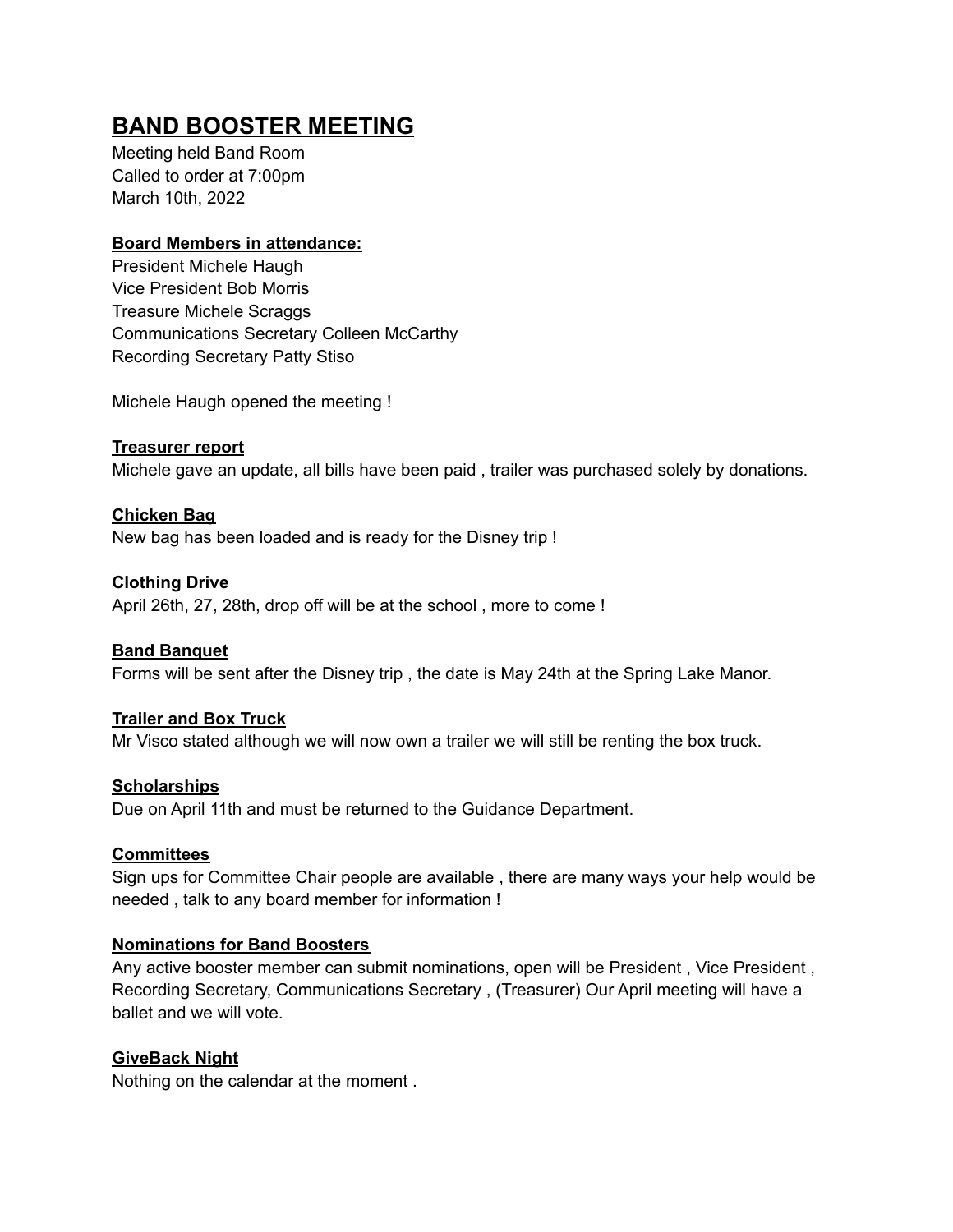# BAND BOOSTER MEETING

Meeting held Band Room
Called to order at 7:00pm
March 10th, 2022

**Board Members in attendance:**

President Michele Haugh
Vice President Bob Morris
Treasure Michele Scraggs
Communications Secretary Colleen McCarthy
Recording Secretary Patty Stiso

Michele Haugh opened the meeting !

**Treasurer report**

Michele gave an update, all bills have been paid , trailer was purchased solely by donations.

**Chicken Bag**

New bag has been loaded and is ready for the Disney trip !

**Clothing Drive**

April 26th, 27, 28th, drop off will be at the school , more to come !

**Band Banquet**

Forms will be sent after the Disney trip , the date is May 24th at the Spring Lake Manor.

**Trailer and Box Truck**

Mr Visco stated although we will now own a trailer we will still be renting the box truck.

**Scholarships**

Due on April 11th and must be returned to the Guidance Department.

**Committees**

Sign ups for Committee Chair people are available , there are many ways your help would be needed , talk to any board member for information !

**Nominations for Band Boosters**

Any active booster member can submit nominations, open will be President , Vice President , Recording Secretary, Communications Secretary , (Treasurer) Our April meeting will have a ballet and we will vote.

**GiveBack Night**

Nothing on the calendar at the moment .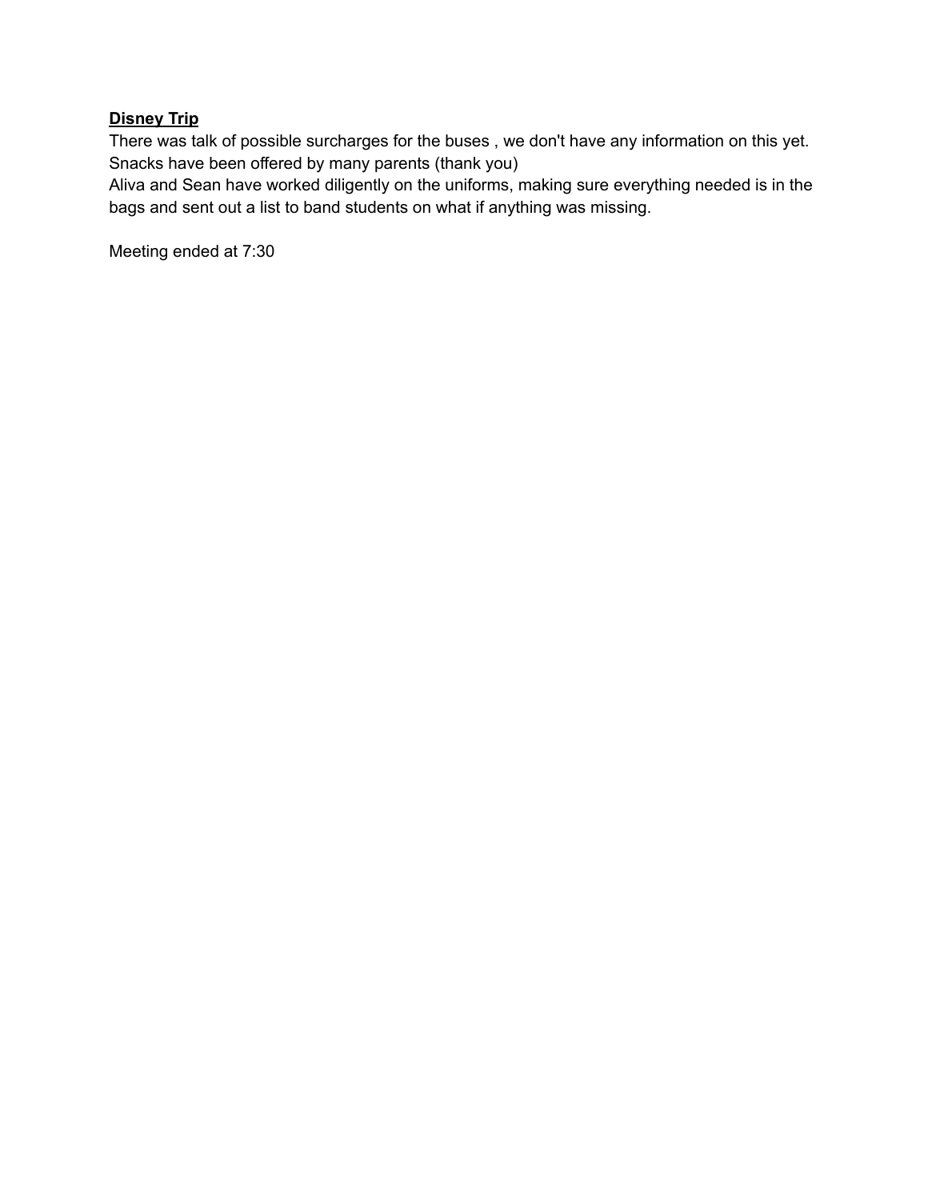**<u>Disney Trip</u>**

There was talk of possible surcharges for the buses , we don't have any information on this yet.
Snacks have been offered by many parents (thank you)
Aliva and Sean have worked diligently on the uniforms, making sure everything needed is in the bags and sent out a list to band students on what if anything was missing.

Meeting ended at 7:30